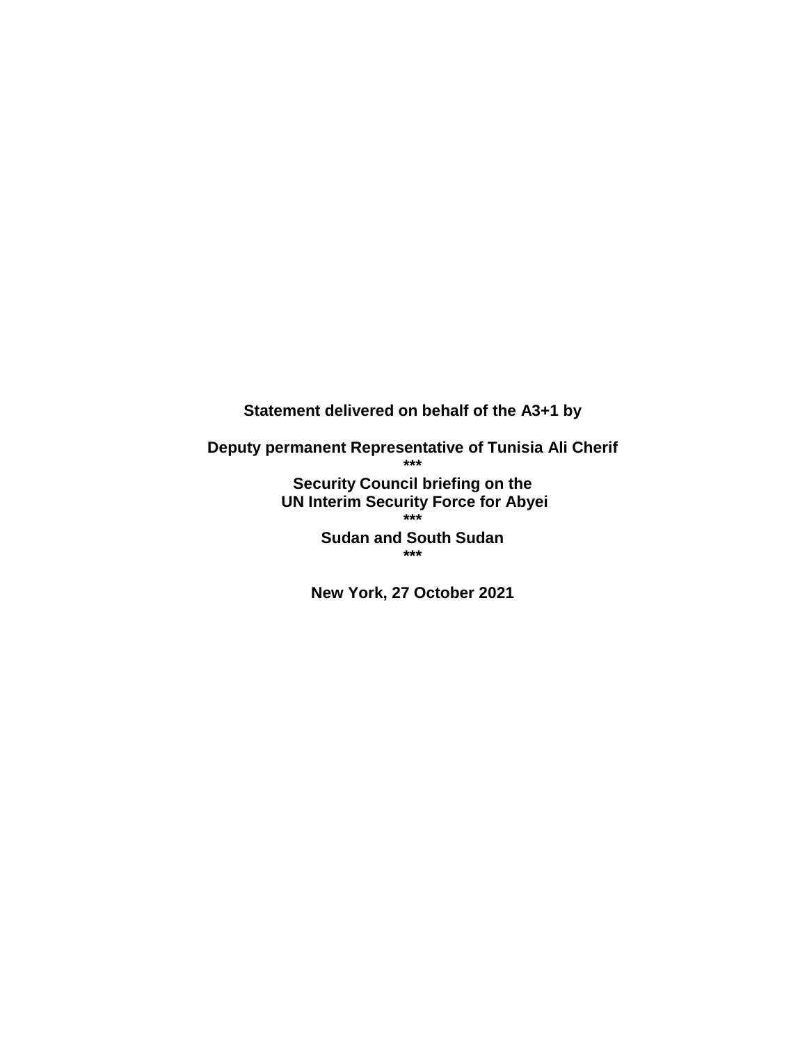**Statement delivered on behalf of the A3+1 by**

**Deputy permanent Representative of Tunisia Ali Cherif**

**\*\*\***

**Security Council briefing on the**
**UN Interim Security Force for Abyei**

**\*\*\***

**Sudan and South Sudan**

**\*\*\***

**New York, 27 October 2021**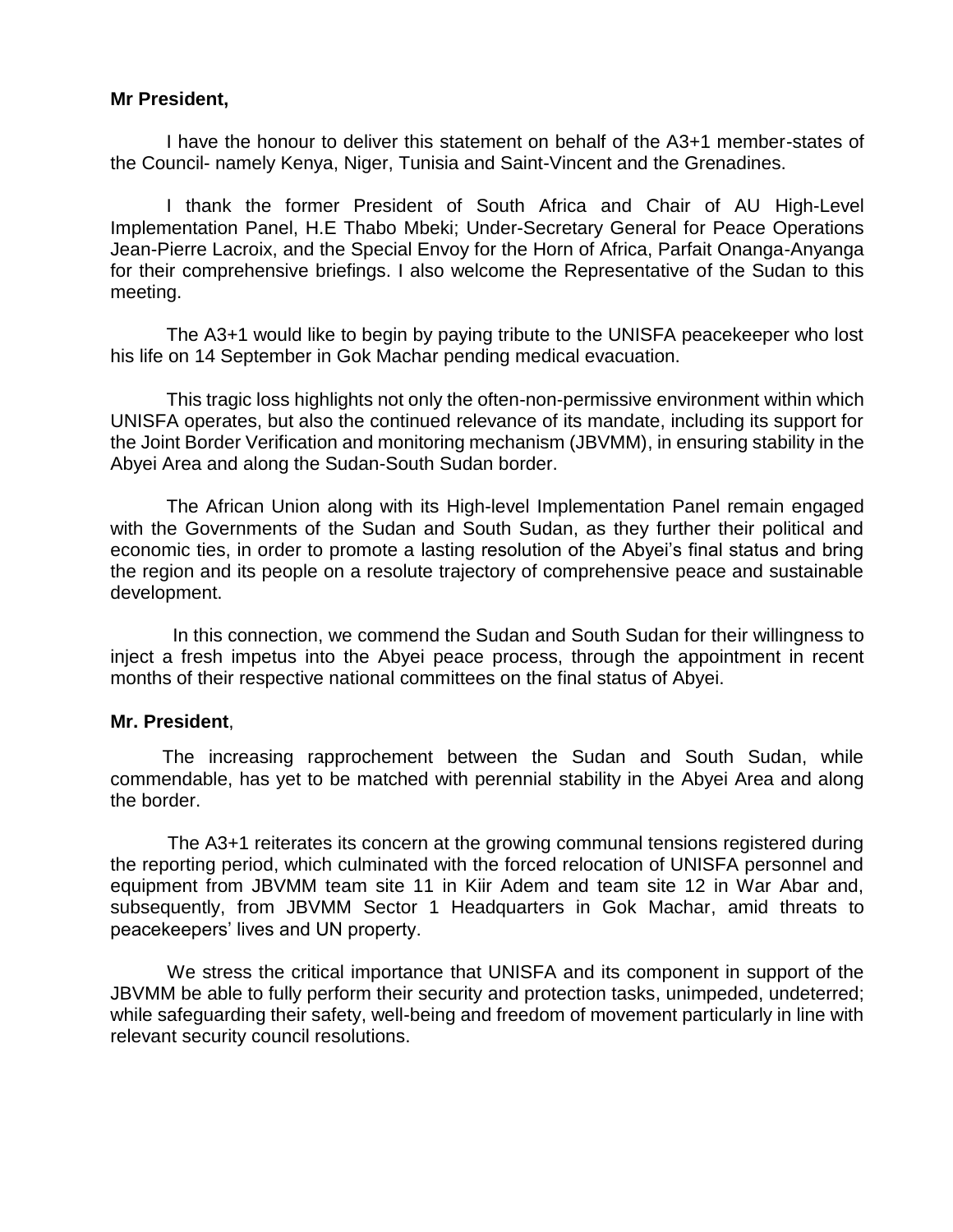**Mr President,**

I have the honour to deliver this statement on behalf of the A3+1 member-states of the Council- namely Kenya, Niger, Tunisia and Saint-Vincent and the Grenadines.

I thank the former President of South Africa and Chair of AU High-Level Implementation Panel, H.E Thabo Mbeki; Under-Secretary General for Peace Operations Jean-Pierre Lacroix, and the Special Envoy for the Horn of Africa, Parfait Onanga-Anyanga for their comprehensive briefings. I also welcome the Representative of the Sudan to this meeting.

The A3+1 would like to begin by paying tribute to the UNISFA peacekeeper who lost his life on 14 September in Gok Machar pending medical evacuation.

This tragic loss highlights not only the often-non-permissive environment within which UNISFA operates, but also the continued relevance of its mandate, including its support for the Joint Border Verification and monitoring mechanism (JBVMM), in ensuring stability in the Abyei Area and along the Sudan-South Sudan border.

The African Union along with its High-level Implementation Panel remain engaged with the Governments of the Sudan and South Sudan, as they further their political and economic ties, in order to promote a lasting resolution of the Abyei's final status and bring the region and its people on a resolute trajectory of comprehensive peace and sustainable development.

In this connection, we commend the Sudan and South Sudan for their willingness to inject a fresh impetus into the Abyei peace process, through the appointment in recent months of their respective national committees on the final status of Abyei.

**Mr. President**,

The increasing rapprochement between the Sudan and South Sudan, while commendable, has yet to be matched with perennial stability in the Abyei Area and along the border.

The A3+1 reiterates its concern at the growing communal tensions registered during the reporting period, which culminated with the forced relocation of UNISFA personnel and equipment from JBVMM team site 11 in Kiir Adem and team site 12 in War Abar and, subsequently, from JBVMM Sector 1 Headquarters in Gok Machar, amid threats to peacekeepers' lives and UN property.

We stress the critical importance that UNISFA and its component in support of the JBVMM be able to fully perform their security and protection tasks, unimpeded, undeterred; while safeguarding their safety, well-being and freedom of movement particularly in line with relevant security council resolutions.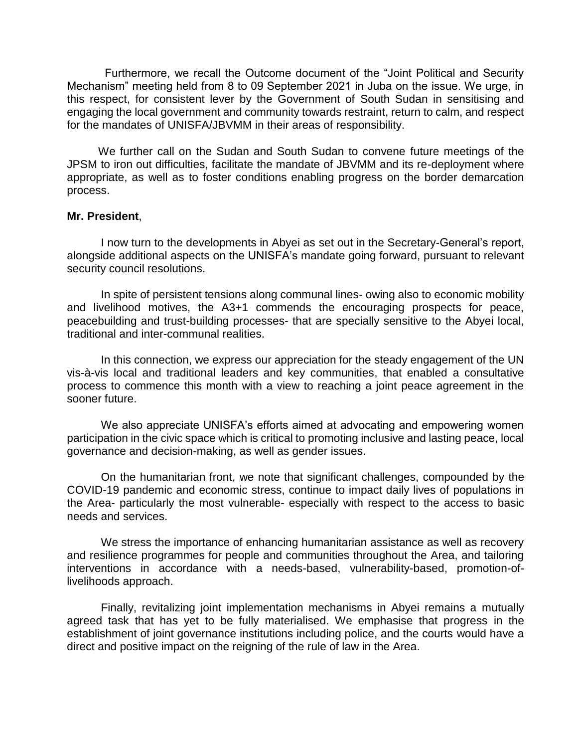Furthermore, we recall the Outcome document of the "Joint Political and Security Mechanism" meeting held from 8 to 09 September 2021 in Juba on the issue. We urge, in this respect, for consistent lever by the Government of South Sudan in sensitising and engaging the local government and community towards restraint, return to calm, and respect for the mandates of UNISFA/JBVMM in their areas of responsibility.

We further call on the Sudan and South Sudan to convene future meetings of the JPSM to iron out difficulties, facilitate the mandate of JBVMM and its re-deployment where appropriate, as well as to foster conditions enabling progress on the border demarcation process.

**Mr. President**,

I now turn to the developments in Abyei as set out in the Secretary-General's report, alongside additional aspects on the UNISFA's mandate going forward, pursuant to relevant security council resolutions.

In spite of persistent tensions along communal lines- owing also to economic mobility and livelihood motives, the A3+1 commends the encouraging prospects for peace, peacebuilding and trust-building processes- that are specially sensitive to the Abyei local, traditional and inter-communal realities.

In this connection, we express our appreciation for the steady engagement of the UN vis-à-vis local and traditional leaders and key communities, that enabled a consultative process to commence this month with a view to reaching a joint peace agreement in the sooner future.

We also appreciate UNISFA's efforts aimed at advocating and empowering women participation in the civic space which is critical to promoting inclusive and lasting peace, local governance and decision-making, as well as gender issues.

On the humanitarian front, we note that significant challenges, compounded by the COVID-19 pandemic and economic stress, continue to impact daily lives of populations in the Area- particularly the most vulnerable- especially with respect to the access to basic needs and services.

We stress the importance of enhancing humanitarian assistance as well as recovery and resilience programmes for people and communities throughout the Area, and tailoring interventions in accordance with a needs-based, vulnerability-based, promotion-of-livelihoods approach.

Finally, revitalizing joint implementation mechanisms in Abyei remains a mutually agreed task that has yet to be fully materialised. We emphasise that progress in the establishment of joint governance institutions including police, and the courts would have a direct and positive impact on the reigning of the rule of law in the Area.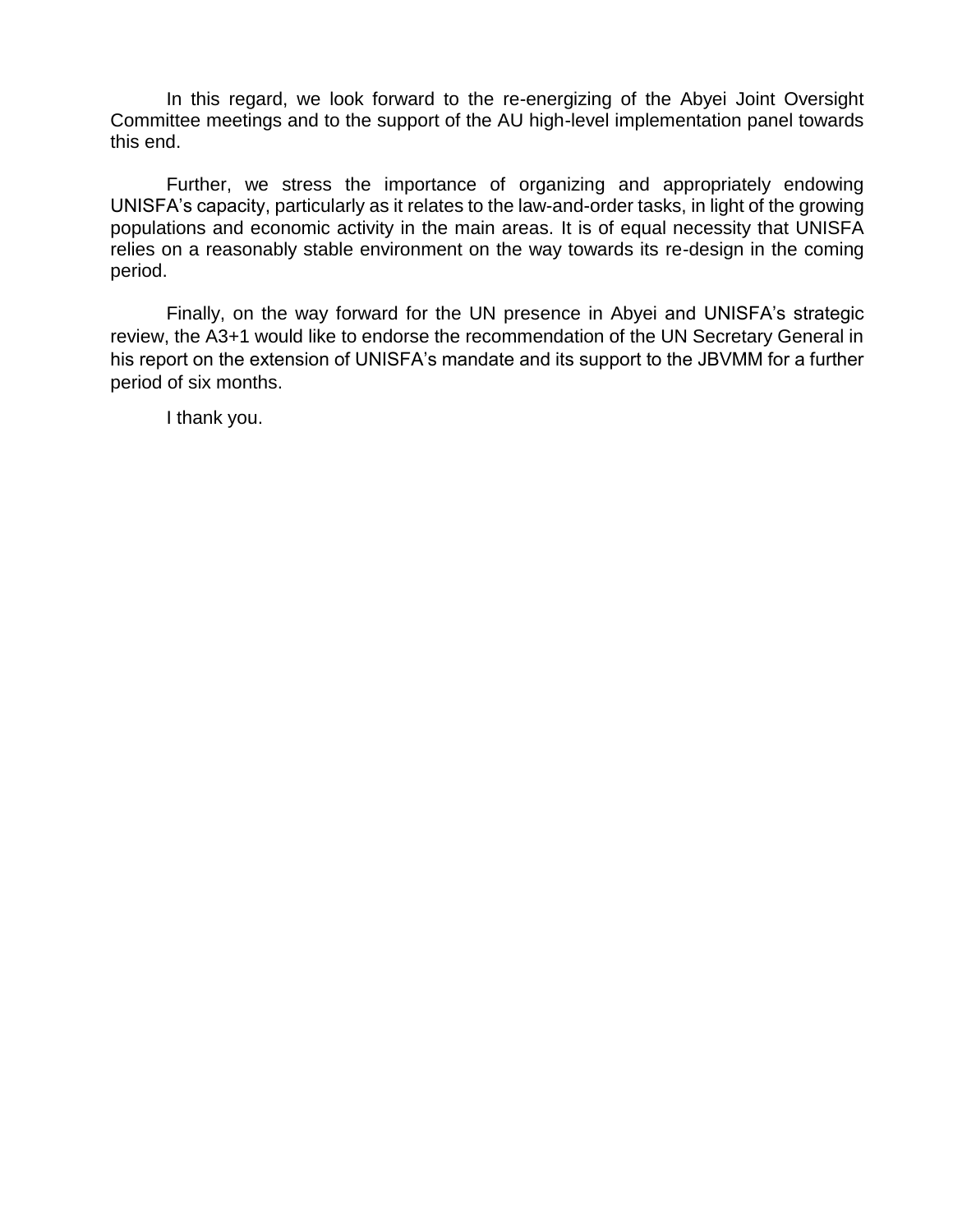In this regard, we look forward to the re-energizing of the Abyei Joint Oversight Committee meetings and to the support of the AU high-level implementation panel towards this end.

Further, we stress the importance of organizing and appropriately endowing UNISFA's capacity, particularly as it relates to the law-and-order tasks, in light of the growing populations and economic activity in the main areas. It is of equal necessity that UNISFA relies on a reasonably stable environment on the way towards its re-design in the coming period.

Finally, on the way forward for the UN presence in Abyei and UNISFA's strategic review, the A3+1 would like to endorse the recommendation of the UN Secretary General in his report on the extension of UNISFA's mandate and its support to the JBVMM for a further period of six months.

I thank you.